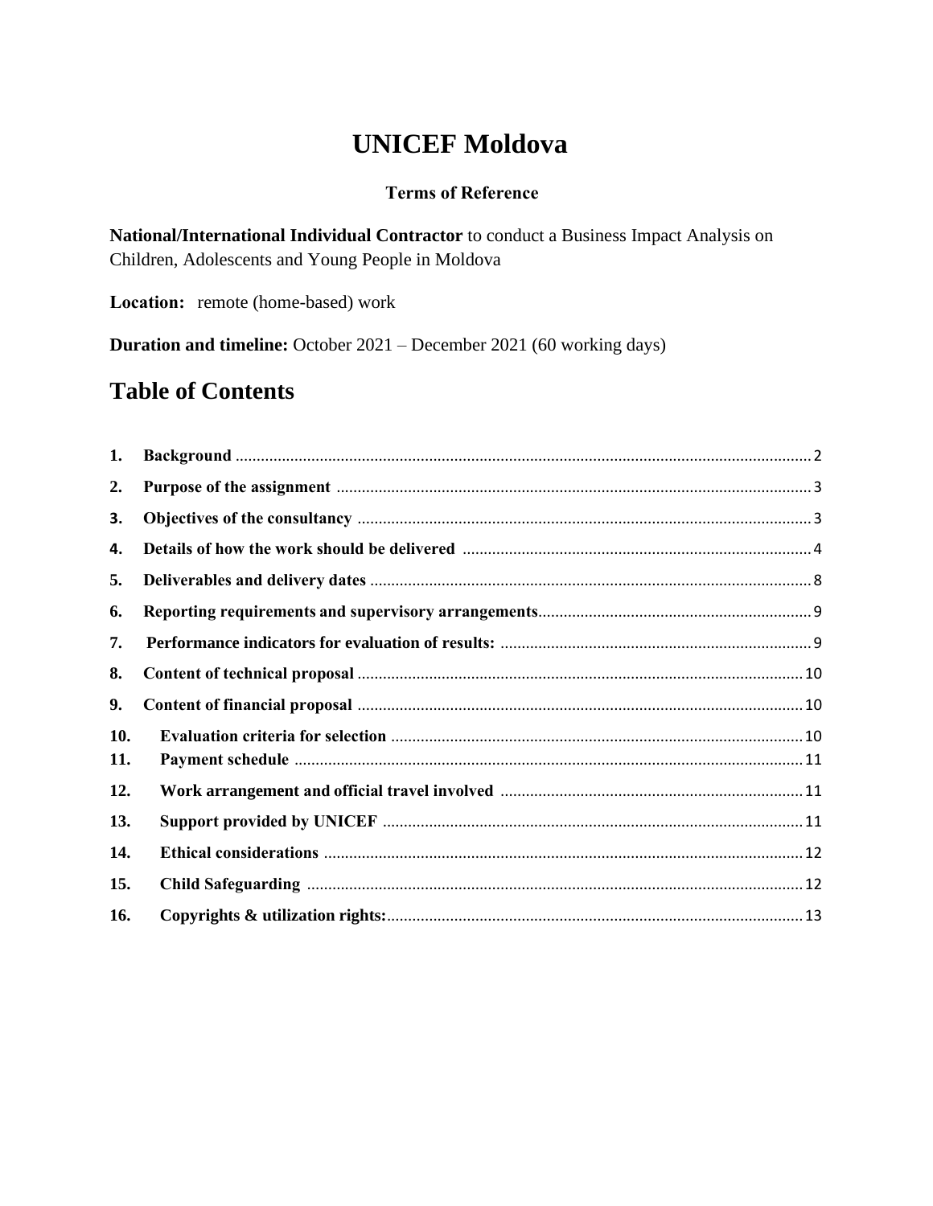# UNICEF Moldova

**Terms of Reference**

**National/International Individual Contractor** to conduct a Business Impact Analysis on Children, Adolescents and Young People in Moldova

**Location:** remote (home-based) work

**Duration and timeline:** October 2021 – December 2021 (60 working days)

## Table of Contents

1. **Background** ........ 2
2. **Purpose of the assignment** ........ 3
3. **Objectives of the consultancy** ........ 3
4. **Details of how the work should be delivered** ........ 4
5. **Deliverables and delivery dates** ........ 8
6. **Reporting requirements and supervisory arrangements** ........ 9
7. **Performance indicators for evaluation of results:** ........ 9
8. **Content of technical proposal** ........ 10
9. **Content of financial proposal** ........ 10
10. **Evaluation criteria for selection** ........ 10
11. **Payment schedule** ........ 11
12. **Work arrangement and official travel involved** ........ 11
13. **Support provided by UNICEF** ........ 11
14. **Ethical considerations** ........ 12
15. **Child Safeguarding** ........ 12
16. **Copyrights & utilization rights:** ........ 13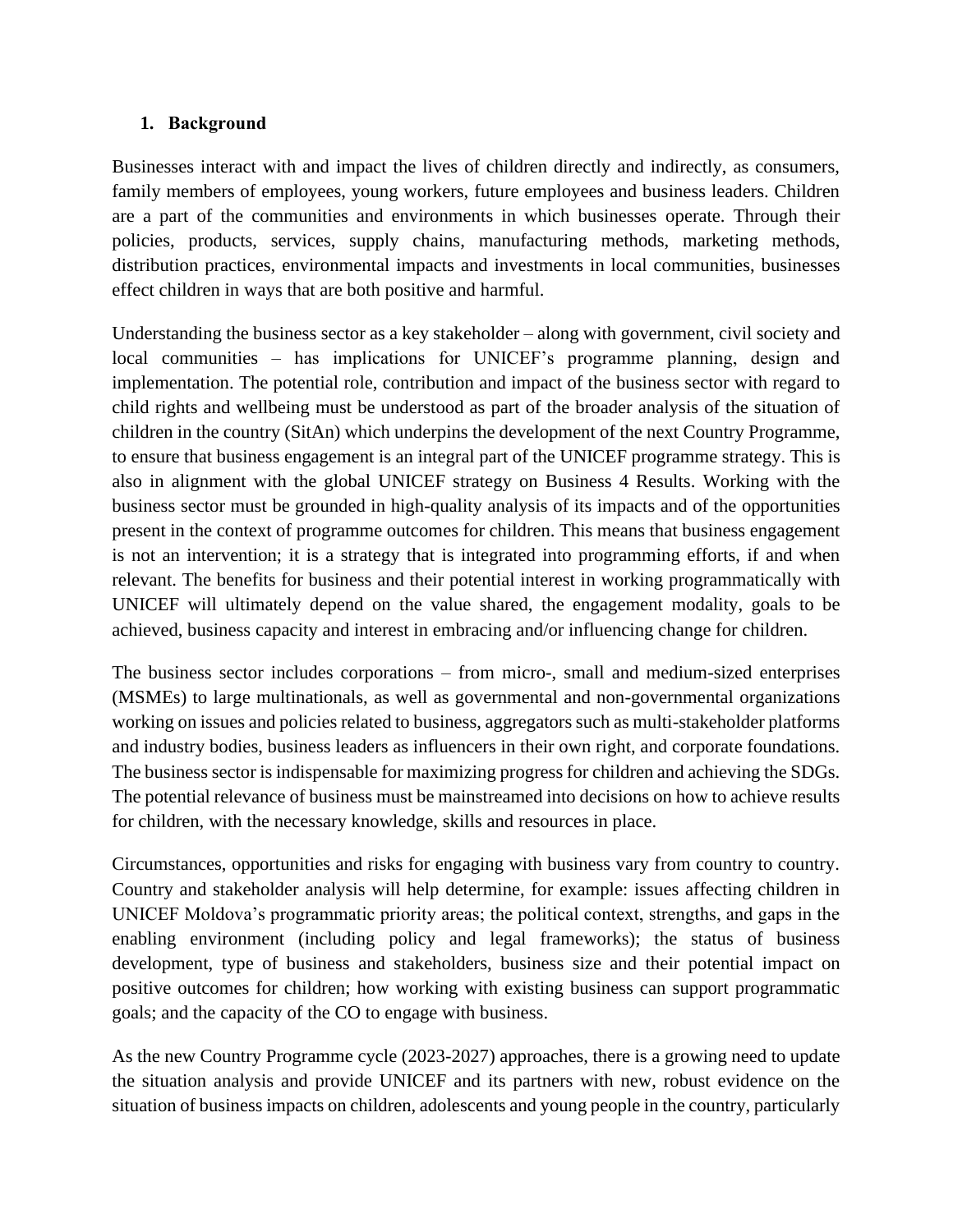## 1. Background

Businesses interact with and impact the lives of children directly and indirectly, as consumers, family members of employees, young workers, future employees and business leaders. Children are a part of the communities and environments in which businesses operate. Through their policies, products, services, supply chains, manufacturing methods, marketing methods, distribution practices, environmental impacts and investments in local communities, businesses effect children in ways that are both positive and harmful.

Understanding the business sector as a key stakeholder – along with government, civil society and local communities – has implications for UNICEF's programme planning, design and implementation. The potential role, contribution and impact of the business sector with regard to child rights and wellbeing must be understood as part of the broader analysis of the situation of children in the country (SitAn) which underpins the development of the next Country Programme, to ensure that business engagement is an integral part of the UNICEF programme strategy. This is also in alignment with the global UNICEF strategy on Business 4 Results. Working with the business sector must be grounded in high-quality analysis of its impacts and of the opportunities present in the context of programme outcomes for children. This means that business engagement is not an intervention; it is a strategy that is integrated into programming efforts, if and when relevant. The benefits for business and their potential interest in working programmatically with UNICEF will ultimately depend on the value shared, the engagement modality, goals to be achieved, business capacity and interest in embracing and/or influencing change for children.

The business sector includes corporations – from micro-, small and medium-sized enterprises (MSMEs) to large multinationals, as well as governmental and non-governmental organizations working on issues and policies related to business, aggregators such as multi-stakeholder platforms and industry bodies, business leaders as influencers in their own right, and corporate foundations. The business sector is indispensable for maximizing progress for children and achieving the SDGs. The potential relevance of business must be mainstreamed into decisions on how to achieve results for children, with the necessary knowledge, skills and resources in place.

Circumstances, opportunities and risks for engaging with business vary from country to country. Country and stakeholder analysis will help determine, for example: issues affecting children in UNICEF Moldova's programmatic priority areas; the political context, strengths, and gaps in the enabling environment (including policy and legal frameworks); the status of business development, type of business and stakeholders, business size and their potential impact on positive outcomes for children; how working with existing business can support programmatic goals; and the capacity of the CO to engage with business.

As the new Country Programme cycle (2023-2027) approaches, there is a growing need to update the situation analysis and provide UNICEF and its partners with new, robust evidence on the situation of business impacts on children, adolescents and young people in the country, particularly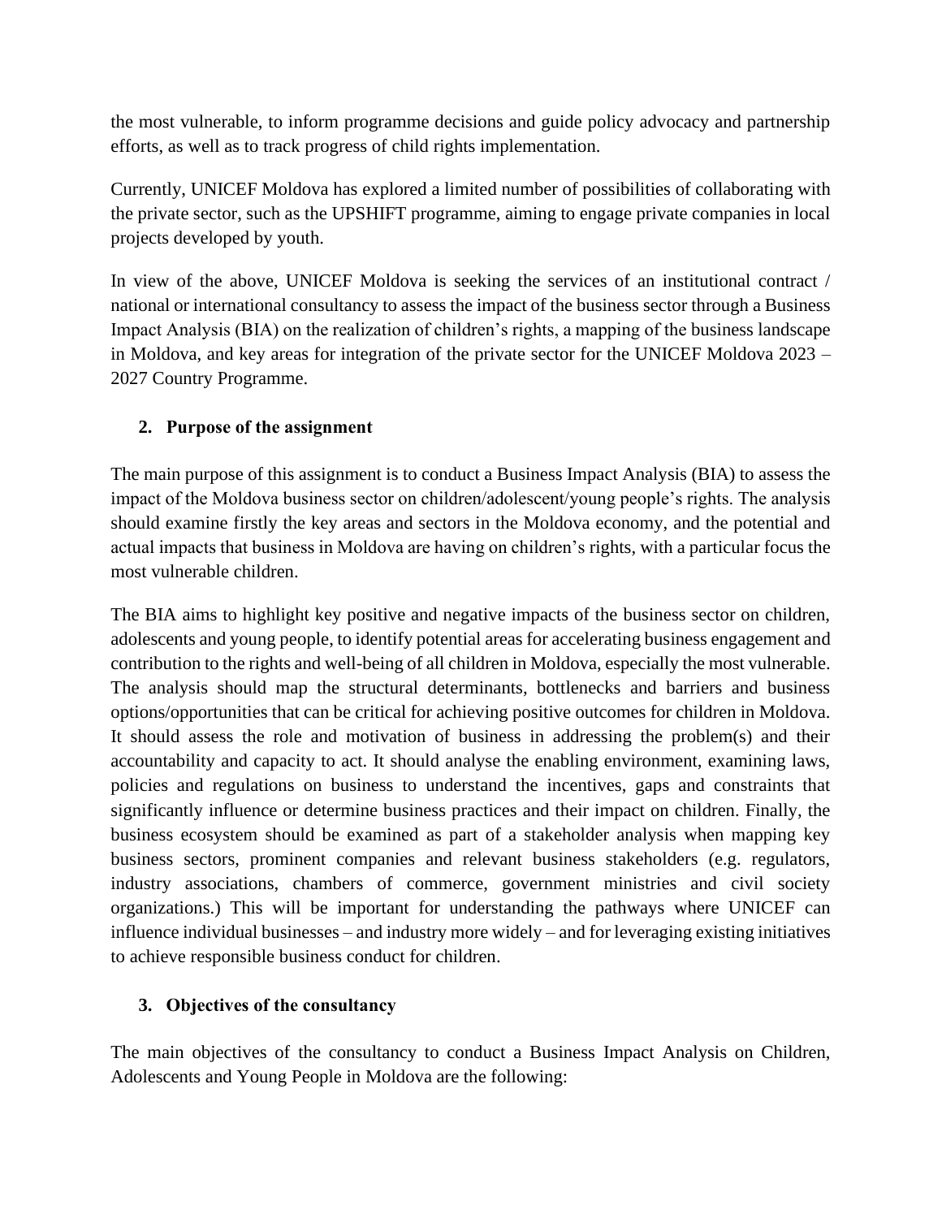the most vulnerable, to inform programme decisions and guide policy advocacy and partnership efforts, as well as to track progress of child rights implementation.

Currently, UNICEF Moldova has explored a limited number of possibilities of collaborating with the private sector, such as the UPSHIFT programme, aiming to engage private companies in local projects developed by youth.

In view of the above, UNICEF Moldova is seeking the services of an institutional contract / national or international consultancy to assess the impact of the business sector through a Business Impact Analysis (BIA) on the realization of children's rights, a mapping of the business landscape in Moldova, and key areas for integration of the private sector for the UNICEF Moldova 2023 – 2027 Country Programme.

## 2. Purpose of the assignment

The main purpose of this assignment is to conduct a Business Impact Analysis (BIA) to assess the impact of the Moldova business sector on children/adolescent/young people's rights. The analysis should examine firstly the key areas and sectors in the Moldova economy, and the potential and actual impacts that business in Moldova are having on children's rights, with a particular focus the most vulnerable children.

The BIA aims to highlight key positive and negative impacts of the business sector on children, adolescents and young people, to identify potential areas for accelerating business engagement and contribution to the rights and well-being of all children in Moldova, especially the most vulnerable. The analysis should map the structural determinants, bottlenecks and barriers and business options/opportunities that can be critical for achieving positive outcomes for children in Moldova. It should assess the role and motivation of business in addressing the problem(s) and their accountability and capacity to act. It should analyse the enabling environment, examining laws, policies and regulations on business to understand the incentives, gaps and constraints that significantly influence or determine business practices and their impact on children. Finally, the business ecosystem should be examined as part of a stakeholder analysis when mapping key business sectors, prominent companies and relevant business stakeholders (e.g. regulators, industry associations, chambers of commerce, government ministries and civil society organizations.) This will be important for understanding the pathways where UNICEF can influence individual businesses – and industry more widely – and for leveraging existing initiatives to achieve responsible business conduct for children.

## 3. Objectives of the consultancy

The main objectives of the consultancy to conduct a Business Impact Analysis on Children, Adolescents and Young People in Moldova are the following: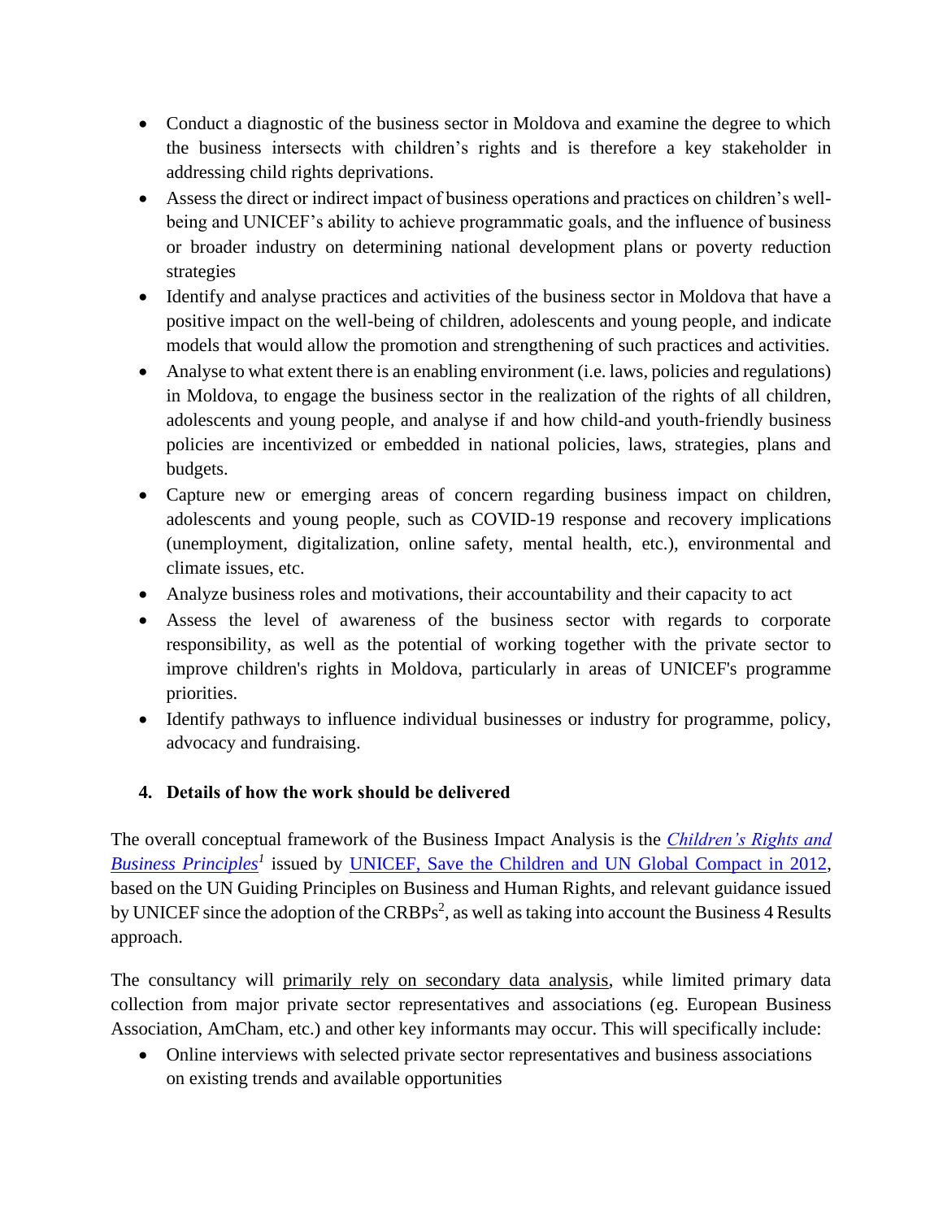- Conduct a diagnostic of the business sector in Moldova and examine the degree to which the business intersects with children's rights and is therefore a key stakeholder in addressing child rights deprivations.
- Assess the direct or indirect impact of business operations and practices on children's well-being and UNICEF's ability to achieve programmatic goals, and the influence of business or broader industry on determining national development plans or poverty reduction strategies
- Identify and analyse practices and activities of the business sector in Moldova that have a positive impact on the well-being of children, adolescents and young people, and indicate models that would allow the promotion and strengthening of such practices and activities.
- Analyse to what extent there is an enabling environment (i.e. laws, policies and regulations) in Moldova, to engage the business sector in the realization of the rights of all children, adolescents and young people, and analyse if and how child-and youth-friendly business policies are incentivized or embedded in national policies, laws, strategies, plans and budgets.
- Capture new or emerging areas of concern regarding business impact on children, adolescents and young people, such as COVID-19 response and recovery implications (unemployment, digitalization, online safety, mental health, etc.), environmental and climate issues, etc.
- Analyze business roles and motivations, their accountability and their capacity to act
- Assess the level of awareness of the business sector with regards to corporate responsibility, as well as the potential of working together with the private sector to improve children's rights in Moldova, particularly in areas of UNICEF's programme priorities.
- Identify pathways to influence individual businesses or industry for programme, policy, advocacy and fundraising.

**4. Details of how the work should be delivered**

The overall conceptual framework of the Business Impact Analysis is the *Children's Rights and Business Principles*[1] issued by UNICEF, Save the Children and UN Global Compact in 2012, based on the UN Guiding Principles on Business and Human Rights, and relevant guidance issued by UNICEF since the adoption of the CRBPs[2], as well as taking into account the Business 4 Results approach.

The consultancy will primarily rely on secondary data analysis, while limited primary data collection from major private sector representatives and associations (eg. European Business Association, AmCham, etc.) and other key informants may occur. This will specifically include:

- Online interviews with selected private sector representatives and business associations on existing trends and available opportunities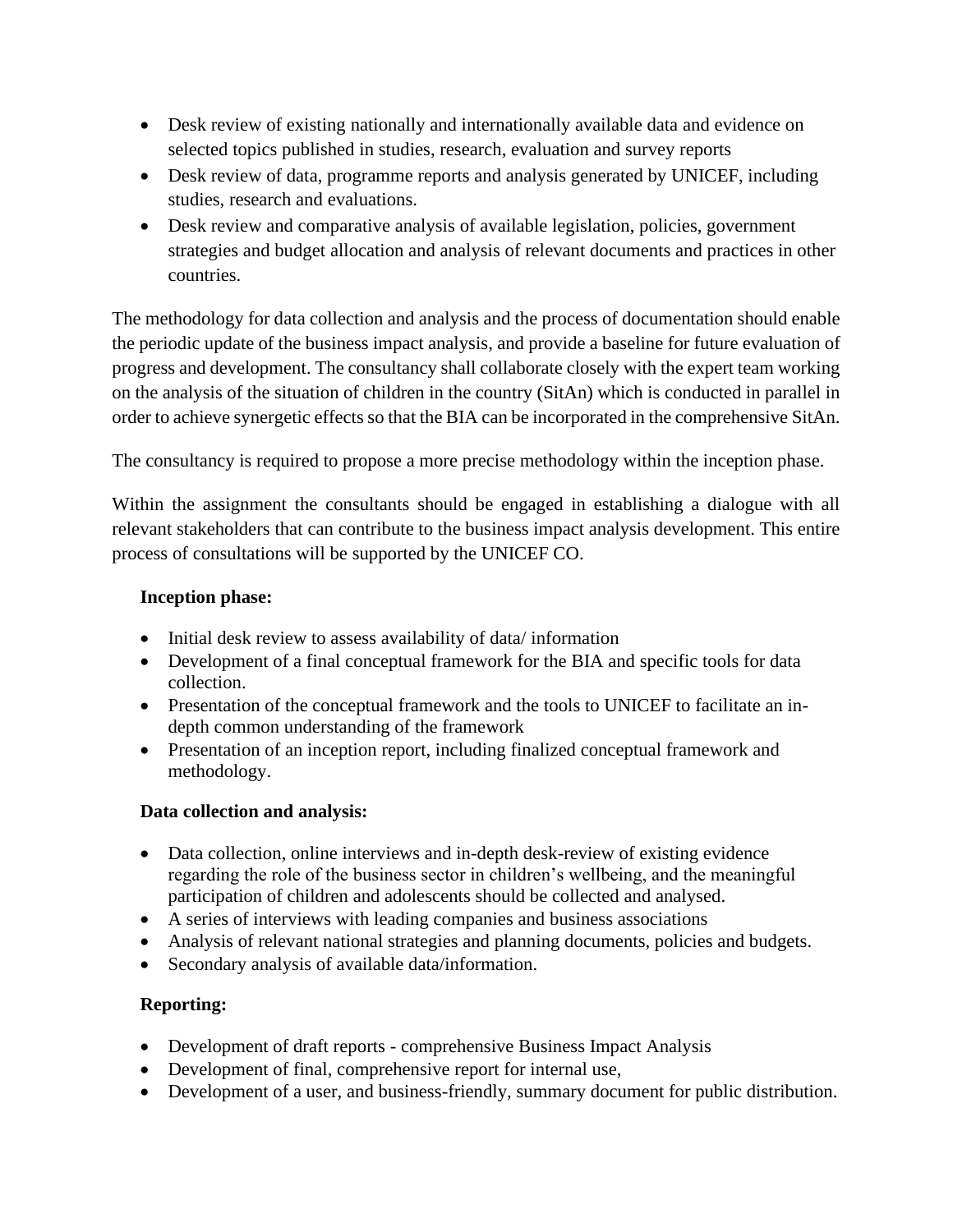- Desk review of existing nationally and internationally available data and evidence on selected topics published in studies, research, evaluation and survey reports
- Desk review of data, programme reports and analysis generated by UNICEF, including studies, research and evaluations.
- Desk review and comparative analysis of available legislation, policies, government strategies and budget allocation and analysis of relevant documents and practices in other countries.

The methodology for data collection and analysis and the process of documentation should enable the periodic update of the business impact analysis, and provide a baseline for future evaluation of progress and development. The consultancy shall collaborate closely with the expert team working on the analysis of the situation of children in the country (SitAn) which is conducted in parallel in order to achieve synergetic effects so that the BIA can be incorporated in the comprehensive SitAn.

The consultancy is required to propose a more precise methodology within the inception phase.

Within the assignment the consultants should be engaged in establishing a dialogue with all relevant stakeholders that can contribute to the business impact analysis development. This entire process of consultations will be supported by the UNICEF CO.

**Inception phase:**

- Initial desk review to assess availability of data/ information
- Development of a final conceptual framework for the BIA and specific tools for data collection.
- Presentation of the conceptual framework and the tools to UNICEF to facilitate an in-depth common understanding of the framework
- Presentation of an inception report, including finalized conceptual framework and methodology.

**Data collection and analysis:**

- Data collection, online interviews and in-depth desk-review of existing evidence regarding the role of the business sector in children's wellbeing, and the meaningful participation of children and adolescents should be collected and analysed.
- A series of interviews with leading companies and business associations
- Analysis of relevant national strategies and planning documents, policies and budgets.
- Secondary analysis of available data/information.

**Reporting:**

- Development of draft reports - comprehensive Business Impact Analysis
- Development of final, comprehensive report for internal use,
- Development of a user, and business-friendly, summary document for public distribution.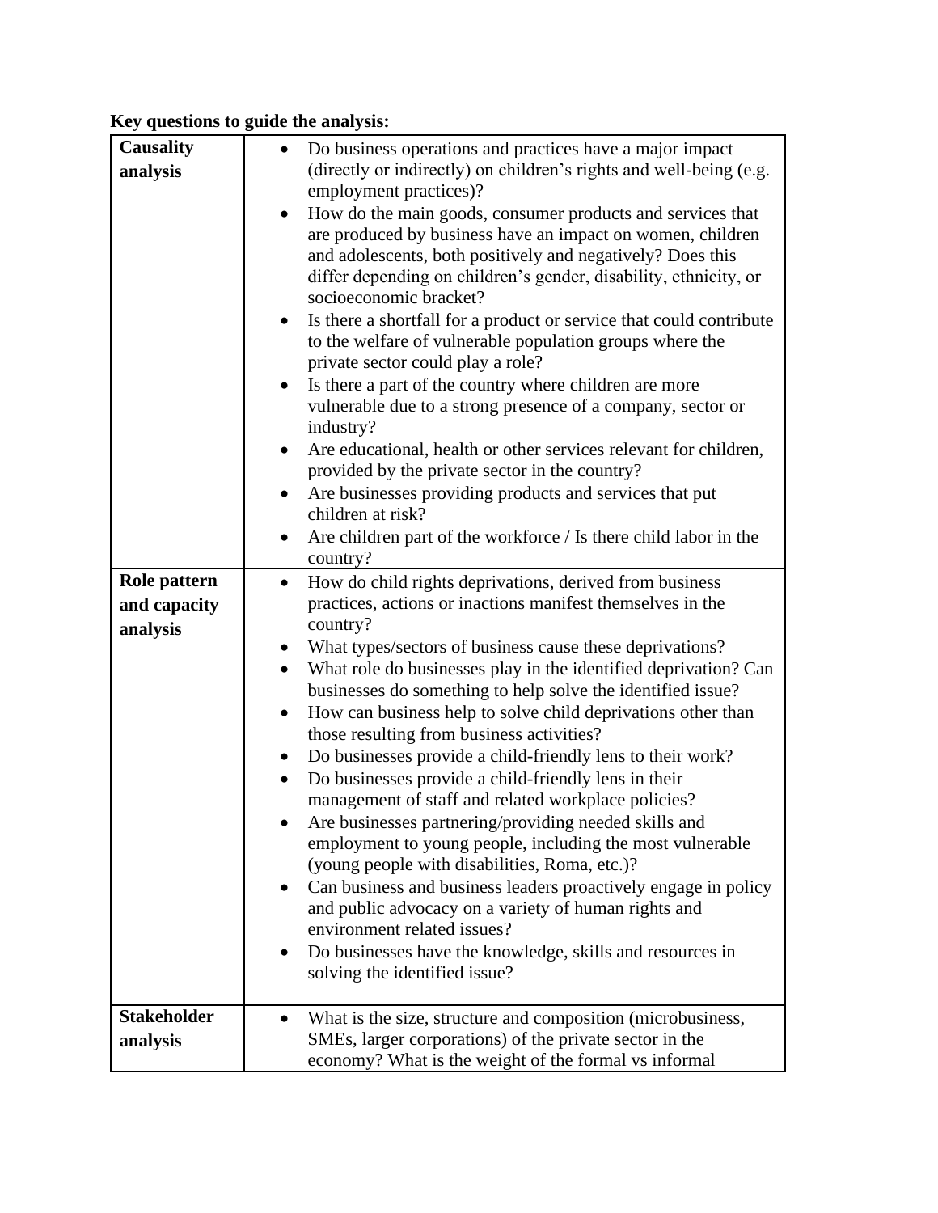**Key questions to guide the analysis:**

| | |
|---|---|
| **Causality analysis** | • Do business operations and practices have a major impact (directly or indirectly) on children's rights and well-being (e.g. employment practices)?<br>• How do the main goods, consumer products and services that are produced by business have an impact on women, children and adolescents, both positively and negatively? Does this differ depending on children's gender, disability, ethnicity, or socioeconomic bracket?<br>• Is there a shortfall for a product or service that could contribute to the welfare of vulnerable population groups where the private sector could play a role?<br>• Is there a part of the country where children are more vulnerable due to a strong presence of a company, sector or industry?<br>• Are educational, health or other services relevant for children, provided by the private sector in the country?<br>• Are businesses providing products and services that put children at risk?<br>• Are children part of the workforce / Is there child labor in the country? |
| **Role pattern and capacity analysis** | • How do child rights deprivations, derived from business practices, actions or inactions manifest themselves in the country?<br>• What types/sectors of business cause these deprivations?<br>• What role do businesses play in the identified deprivation? Can businesses do something to help solve the identified issue?<br>• How can business help to solve child deprivations other than those resulting from business activities?<br>• Do businesses provide a child-friendly lens to their work?<br>• Do businesses provide a child-friendly lens in their management of staff and related workplace policies?<br>• Are businesses partnering/providing needed skills and employment to young people, including the most vulnerable (young people with disabilities, Roma, etc.)?<br>• Can business and business leaders proactively engage in policy and public advocacy on a variety of human rights and environment related issues?<br>• Do businesses have the knowledge, skills and resources in solving the identified issue? |
| **Stakeholder analysis** | • What is the size, structure and composition (microbusiness, SMEs, larger corporations) of the private sector in the economy? What is the weight of the formal vs informal |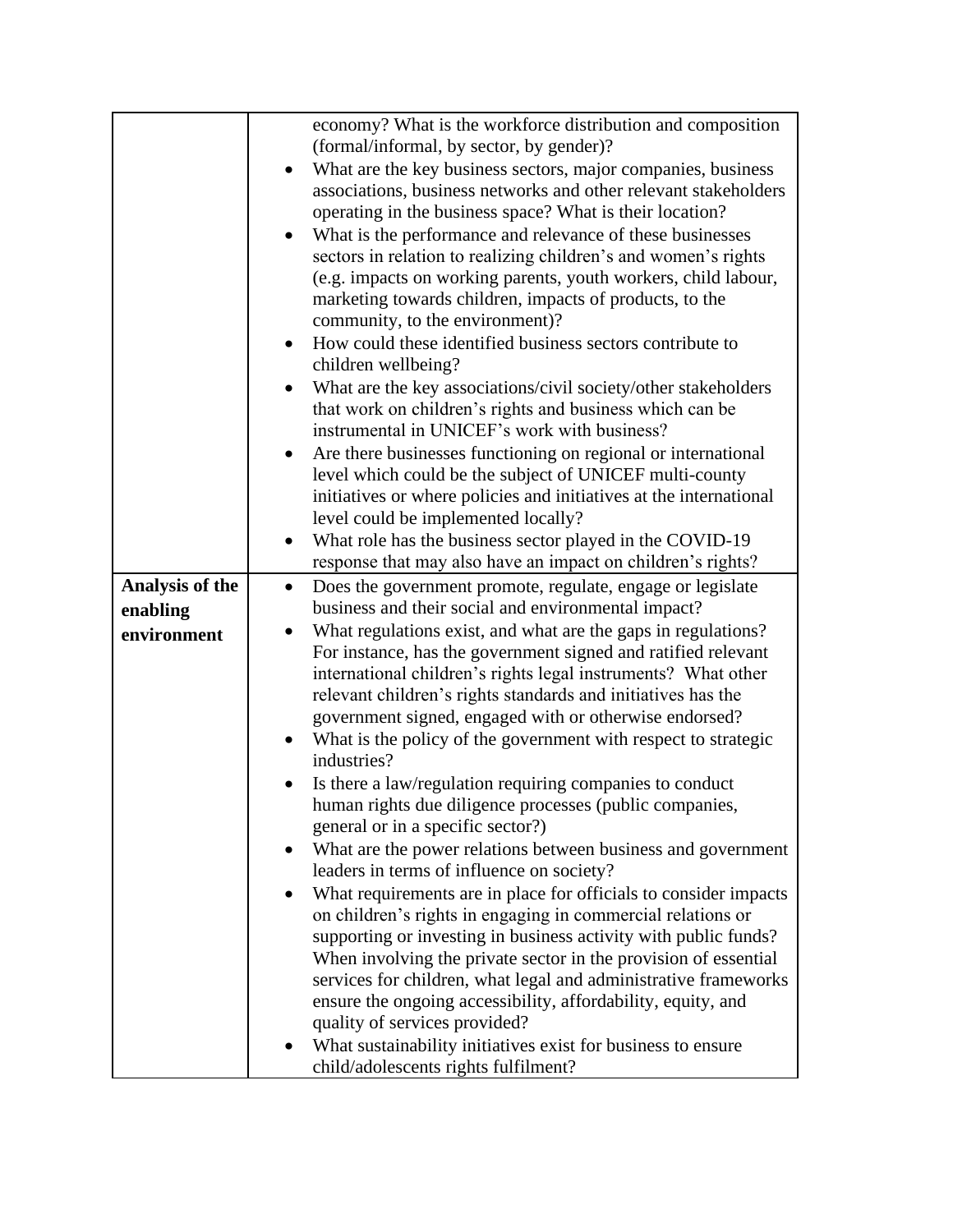| | |
|---|---|
| | economy? What is the workforce distribution and composition (formal/informal, by sector, by gender)?<br>• What are the key business sectors, major companies, business associations, business networks and other relevant stakeholders operating in the business space? What is their location?<br>• What is the performance and relevance of these businesses sectors in relation to realizing children's and women's rights (e.g. impacts on working parents, youth workers, child labour, marketing towards children, impacts of products, to the community, to the environment)?<br>• How could these identified business sectors contribute to children wellbeing?<br>• What are the key associations/civil society/other stakeholders that work on children's rights and business which can be instrumental in UNICEF's work with business?<br>• Are there businesses functioning on regional or international level which could be the subject of UNICEF multi-county initiatives or where policies and initiatives at the international level could be implemented locally?<br>• What role has the business sector played in the COVID-19 response that may also have an impact on children's rights? |
| **Analysis of the enabling environment** | • Does the government promote, regulate, engage or legislate business and their social and environmental impact?<br>• What regulations exist, and what are the gaps in regulations? For instance, has the government signed and ratified relevant international children's rights legal instruments? What other relevant children's rights standards and initiatives has the government signed, engaged with or otherwise endorsed?<br>• What is the policy of the government with respect to strategic industries?<br>• Is there a law/regulation requiring companies to conduct human rights due diligence processes (public companies, general or in a specific sector?)<br>• What are the power relations between business and government leaders in terms of influence on society?<br>• What requirements are in place for officials to consider impacts on children's rights in engaging in commercial relations or supporting or investing in business activity with public funds? When involving the private sector in the provision of essential services for children, what legal and administrative frameworks ensure the ongoing accessibility, affordability, equity, and quality of services provided?<br>• What sustainability initiatives exist for business to ensure child/adolescents rights fulfilment? |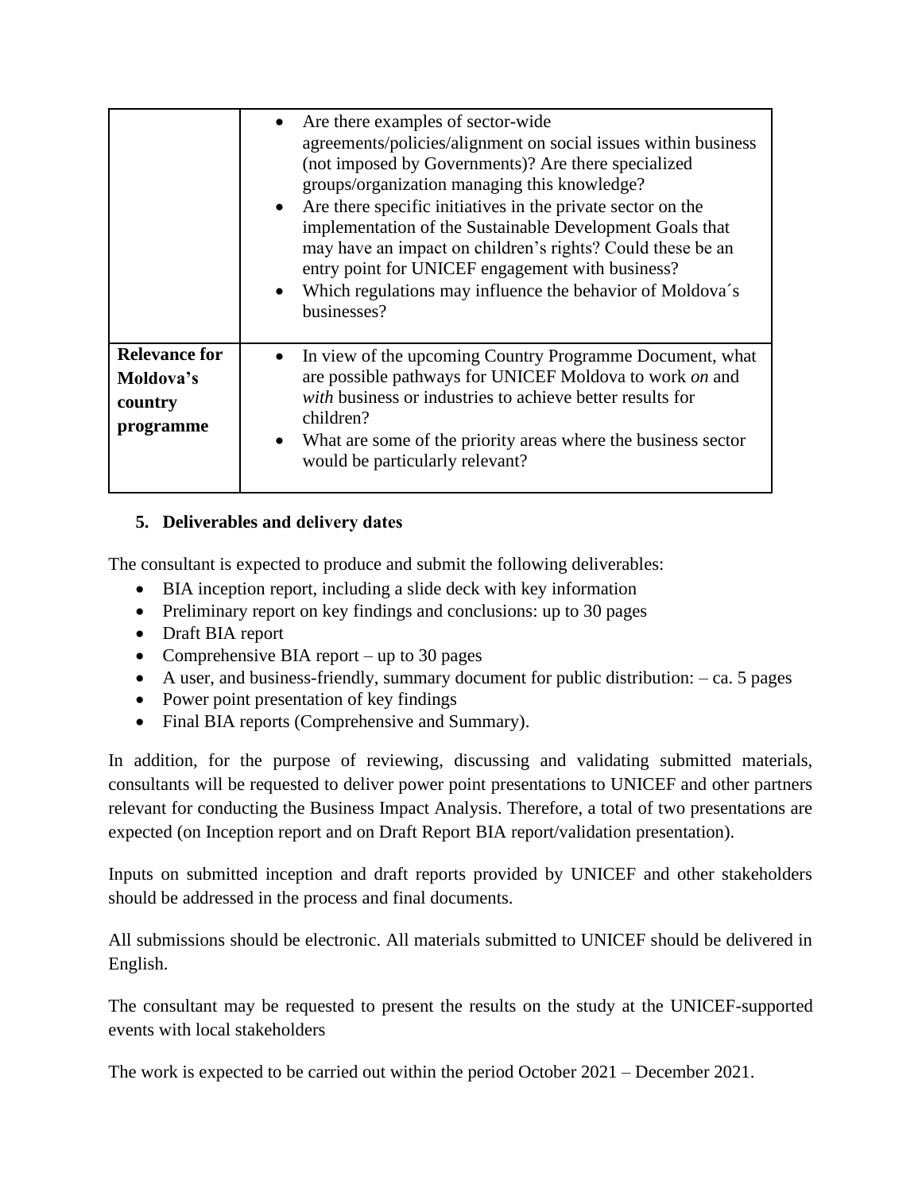| | |
|---|---|
| | • Are there examples of sector-wide agreements/policies/alignment on social issues within business (not imposed by Governments)? Are there specialized groups/organization managing this knowledge?<br>• Are there specific initiatives in the private sector on the implementation of the Sustainable Development Goals that may have an impact on children's rights? Could these be an entry point for UNICEF engagement with business?<br>• Which regulations may influence the behavior of Moldova´s businesses? |
| **Relevance for Moldova's country programme** | • In view of the upcoming Country Programme Document, what are possible pathways for UNICEF Moldova to work *on* and *with* business or industries to achieve better results for children?<br>• What are some of the priority areas where the business sector would be particularly relevant? |

## 5. Deliverables and delivery dates

The consultant is expected to produce and submit the following deliverables:

- BIA inception report, including a slide deck with key information
- Preliminary report on key findings and conclusions: up to 30 pages
- Draft BIA report
- Comprehensive BIA report – up to 30 pages
- A user, and business-friendly, summary document for public distribution: – ca. 5 pages
- Power point presentation of key findings
- Final BIA reports (Comprehensive and Summary).

In addition, for the purpose of reviewing, discussing and validating submitted materials, consultants will be requested to deliver power point presentations to UNICEF and other partners relevant for conducting the Business Impact Analysis. Therefore, a total of two presentations are expected (on Inception report and on Draft Report BIA report/validation presentation).

Inputs on submitted inception and draft reports provided by UNICEF and other stakeholders should be addressed in the process and final documents.

All submissions should be electronic. All materials submitted to UNICEF should be delivered in English.

The consultant may be requested to present the results on the study at the UNICEF-supported events with local stakeholders

The work is expected to be carried out within the period October 2021 – December 2021.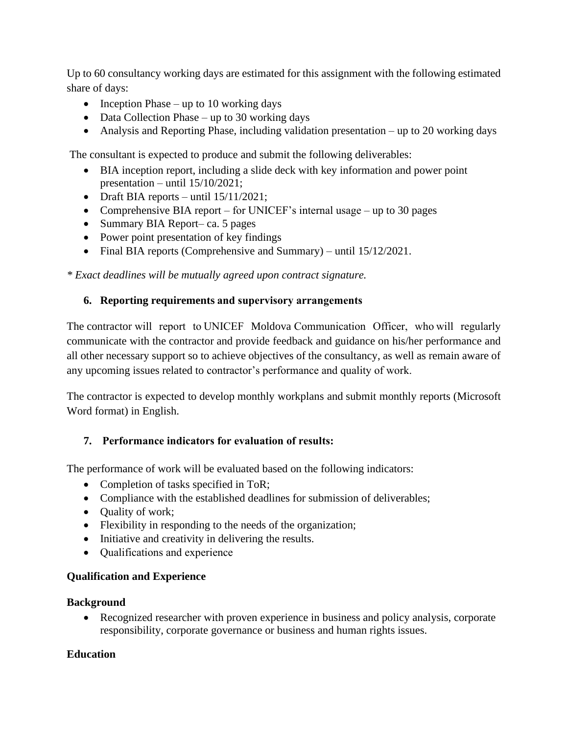Up to 60 consultancy working days are estimated for this assignment with the following estimated share of days:

- Inception Phase – up to 10 working days
- Data Collection Phase – up to 30 working days
- Analysis and Reporting Phase, including validation presentation – up to 20 working days

The consultant is expected to produce and submit the following deliverables:

- BIA inception report, including a slide deck with key information and power point presentation – until 15/10/2021;
- Draft BIA reports – until 15/11/2021;
- Comprehensive BIA report – for UNICEF's internal usage – up to 30 pages
- Summary BIA Report– ca. 5 pages
- Power point presentation of key findings
- Final BIA reports (Comprehensive and Summary) – until 15/12/2021.

*\* Exact deadlines will be mutually agreed upon contract signature.*

### 6. Reporting requirements and supervisory arrangements

The contractor will report to UNICEF Moldova Communication Officer, who will regularly communicate with the contractor and provide feedback and guidance on his/her performance and all other necessary support so to achieve objectives of the consultancy, as well as remain aware of any upcoming issues related to contractor's performance and quality of work.

The contractor is expected to develop monthly workplans and submit monthly reports (Microsoft Word format) in English.

### 7. Performance indicators for evaluation of results:

The performance of work will be evaluated based on the following indicators:

- Completion of tasks specified in ToR;
- Compliance with the established deadlines for submission of deliverables;
- Quality of work;
- Flexibility in responding to the needs of the organization;
- Initiative and creativity in delivering the results.
- Qualifications and experience

**Qualification and Experience**

**Background**

- Recognized researcher with proven experience in business and policy analysis, corporate responsibility, corporate governance or business and human rights issues.

**Education**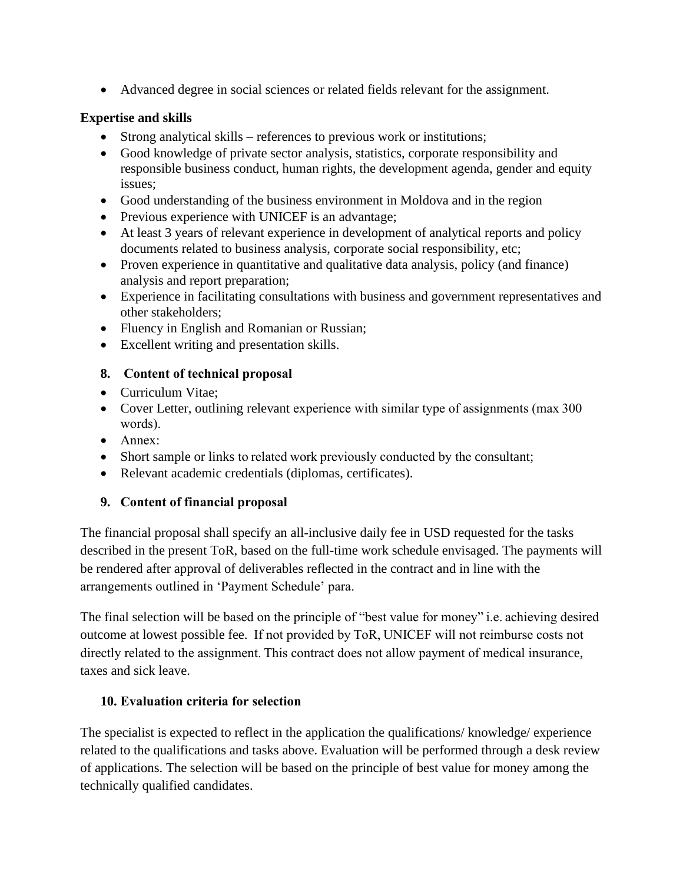- Advanced degree in social sciences or related fields relevant for the assignment.

**Expertise and skills**

- Strong analytical skills – references to previous work or institutions;
- Good knowledge of private sector analysis, statistics, corporate responsibility and responsible business conduct, human rights, the development agenda, gender and equity issues;
- Good understanding of the business environment in Moldova and in the region
- Previous experience with UNICEF is an advantage;
- At least 3 years of relevant experience in development of analytical reports and policy documents related to business analysis, corporate social responsibility, etc;
- Proven experience in quantitative and qualitative data analysis, policy (and finance) analysis and report preparation;
- Experience in facilitating consultations with business and government representatives and other stakeholders;
- Fluency in English and Romanian or Russian;
- Excellent writing and presentation skills.

## 8. Content of technical proposal

- Curriculum Vitae;
- Cover Letter, outlining relevant experience with similar type of assignments (max 300 words).
- Annex:
- Short sample or links to related work previously conducted by the consultant;
- Relevant academic credentials (diplomas, certificates).

## 9. Content of financial proposal

The financial proposal shall specify an all-inclusive daily fee in USD requested for the tasks described in the present ToR, based on the full-time work schedule envisaged. The payments will be rendered after approval of deliverables reflected in the contract and in line with the arrangements outlined in 'Payment Schedule' para.

The final selection will be based on the principle of "best value for money" i.e. achieving desired outcome at lowest possible fee. If not provided by ToR, UNICEF will not reimburse costs not directly related to the assignment. This contract does not allow payment of medical insurance, taxes and sick leave.

## 10. Evaluation criteria for selection

The specialist is expected to reflect in the application the qualifications/ knowledge/ experience related to the qualifications and tasks above. Evaluation will be performed through a desk review of applications. The selection will be based on the principle of best value for money among the technically qualified candidates.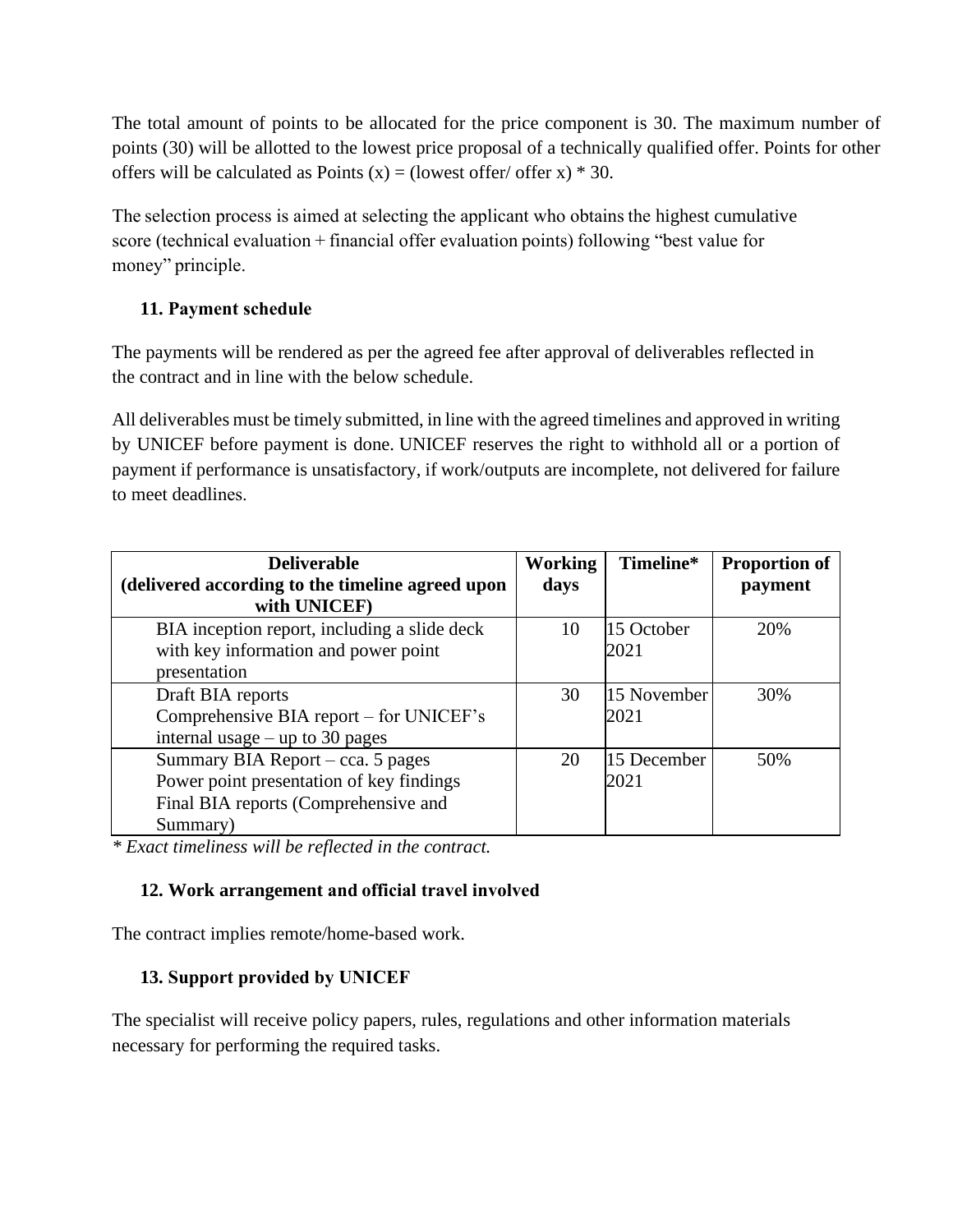The total amount of points to be allocated for the price component is 30. The maximum number of points (30) will be allotted to the lowest price proposal of a technically qualified offer. Points for other offers will be calculated as Points (x) = (lowest offer/ offer x) * 30.

The selection process is aimed at selecting the applicant who obtains the highest cumulative score (technical evaluation + financial offer evaluation points) following "best value for money" principle.

### 11. Payment schedule

The payments will be rendered as per the agreed fee after approval of deliverables reflected in the contract and in line with the below schedule.

All deliverables must be timely submitted, in line with the agreed timelines and approved in writing by UNICEF before payment is done. UNICEF reserves the right to withhold all or a portion of payment if performance is unsatisfactory, if work/outputs are incomplete, not delivered for failure to meet deadlines.

| Deliverable (delivered according to the timeline agreed upon with UNICEF) | Working days | Timeline* | Proportion of payment |
|---|---|---|---|
| BIA inception report, including a slide deck with key information and power point presentation | 10 | 15 October 2021 | 20% |
| Draft BIA reports<br>Comprehensive BIA report – for UNICEF's internal usage – up to 30 pages | 30 | 15 November 2021 | 30% |
| Summary BIA Report – cca. 5 pages<br>Power point presentation of key findings<br>Final BIA reports (Comprehensive and Summary) | 20 | 15 December 2021 | 50% |

*\* Exact timeliness will be reflected in the contract.*

### 12. Work arrangement and official travel involved

The contract implies remote/home-based work.

### 13. Support provided by UNICEF

The specialist will receive policy papers, rules, regulations and other information materials necessary for performing the required tasks.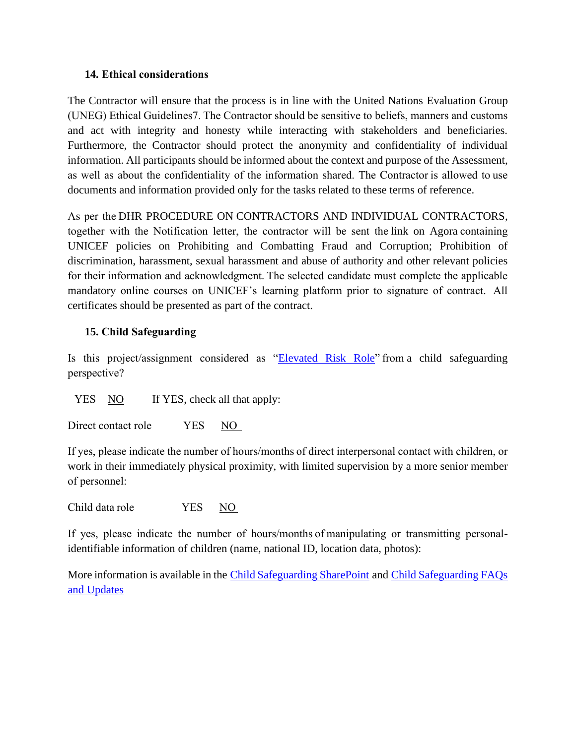### 14. Ethical considerations

The Contractor will ensure that the process is in line with the United Nations Evaluation Group (UNEG) Ethical Guidelines7. The Contractor should be sensitive to beliefs, manners and customs and act with integrity and honesty while interacting with stakeholders and beneficiaries. Furthermore, the Contractor should protect the anonymity and confidentiality of individual information. All participants should be informed about the context and purpose of the Assessment, as well as about the confidentiality of the information shared. The Contractor is allowed to use documents and information provided only for the tasks related to these terms of reference.

As per the DHR PROCEDURE ON CONTRACTORS AND INDIVIDUAL CONTRACTORS, together with the Notification letter, the contractor will be sent the link on Agora containing UNICEF policies on Prohibiting and Combatting Fraud and Corruption; Prohibition of discrimination, harassment, sexual harassment and abuse of authority and other relevant policies for their information and acknowledgment. The selected candidate must complete the applicable mandatory online courses on UNICEF's learning platform prior to signature of contract. All certificates should be presented as part of the contract.

### 15. Child Safeguarding

Is this project/assignment considered as "[Elevated Risk Role]" from a child safeguarding perspective?

YES <u>NO</u> If YES, check all that apply:

Direct contact role YES <u>NO</u>

If yes, please indicate the number of hours/months of direct interpersonal contact with children, or work in their immediately physical proximity, with limited supervision by a more senior member of personnel:

Child data role YES <u>NO</u>

If yes, please indicate the number of hours/months of manipulating or transmitting personal-identifiable information of children (name, national ID, location data, photos):

More information is available in the [Child Safeguarding SharePoint] and [Child Safeguarding FAQs and Updates]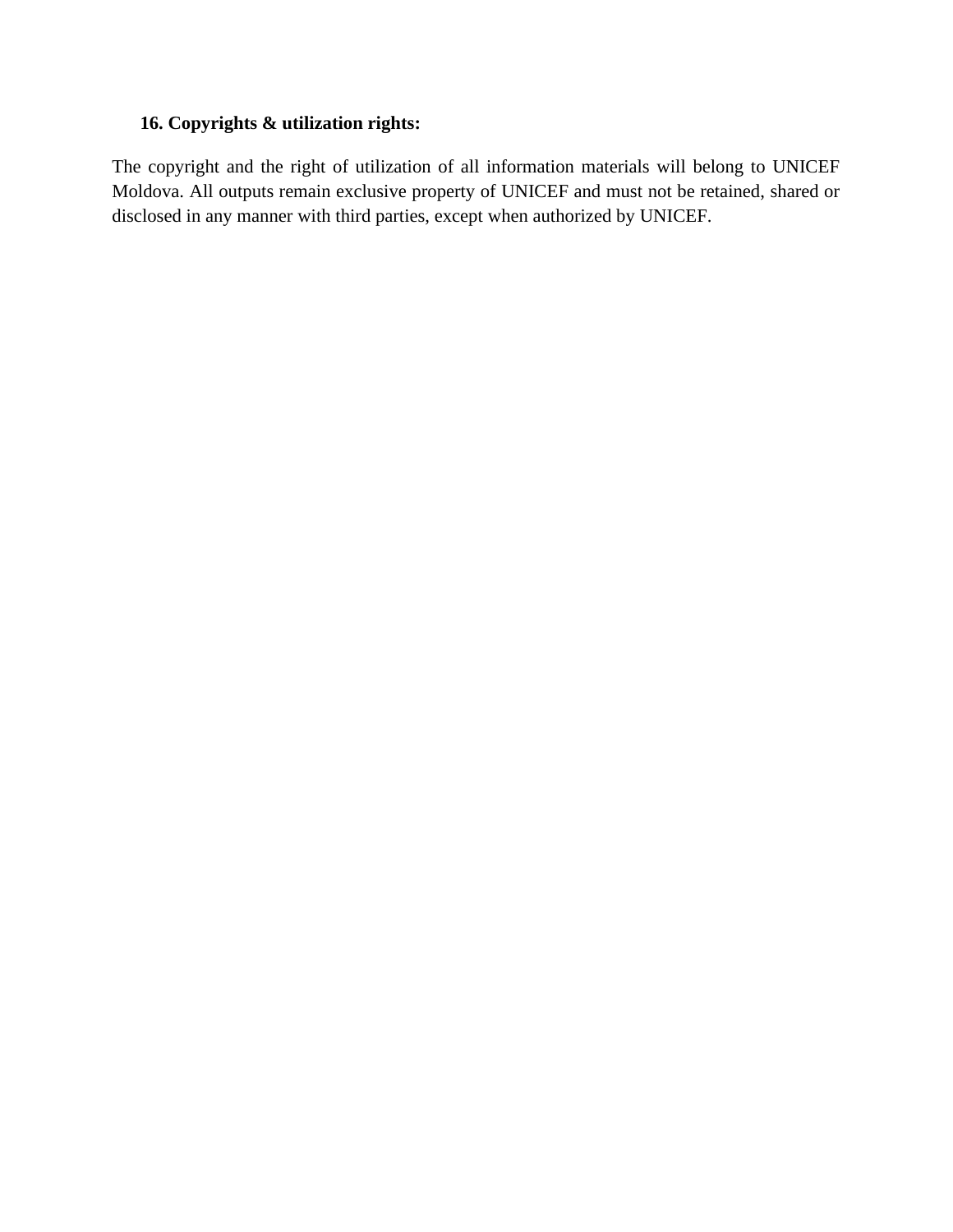**16. Copyrights & utilization rights:**

The copyright and the right of utilization of all information materials will belong to UNICEF Moldova. All outputs remain exclusive property of UNICEF and must not be retained, shared or disclosed in any manner with third parties, except when authorized by UNICEF.